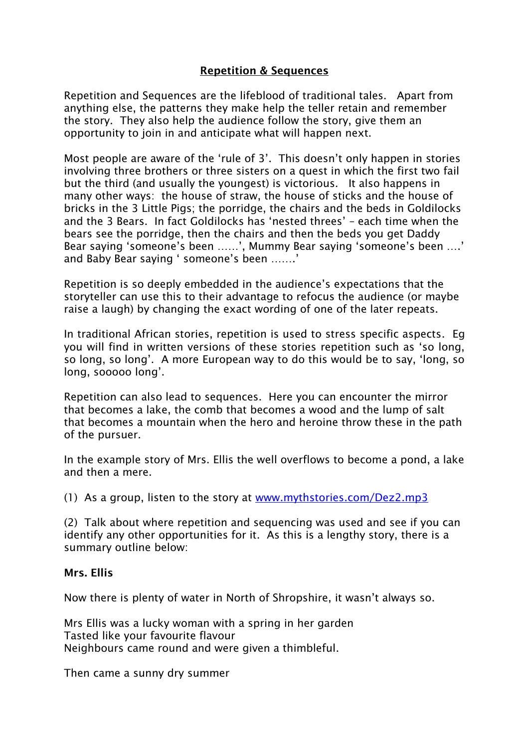# Repetition & Sequences

Repetition and Sequences are the lifeblood of traditional tales. Apart from anything else, the patterns they make help the teller retain and remember the story. They also help the audience follow the story, give them an opportunity to join in and anticipate what will happen next.

Most people are aware of the 'rule of 3'. This doesn't only happen in stories involving three brothers or three sisters on a quest in which the first two fail but the third (and usually the youngest) is victorious. It also happens in many other ways: the house of straw, the house of sticks and the house of bricks in the 3 Little Pigs; the porridge, the chairs and the beds in Goldilocks and the 3 Bears. In fact Goldilocks has 'nested threes' – each time when the bears see the porridge, then the chairs and then the beds you get Daddy Bear saying 'someone's been ……', Mummy Bear saying 'someone's been ….' and Baby Bear saying ' someone's been …….'

Repetition is so deeply embedded in the audience's expectations that the storyteller can use this to their advantage to refocus the audience (or maybe raise a laugh) by changing the exact wording of one of the later repeats.

In traditional African stories, repetition is used to stress specific aspects. Eg you will find in written versions of these stories repetition such as 'so long, so long, so long'. A more European way to do this would be to say, 'long, so long, sooooo long'.

Repetition can also lead to sequences. Here you can encounter the mirror that becomes a lake, the comb that becomes a wood and the lump of salt that becomes a mountain when the hero and heroine throw these in the path of the pursuer.

In the example story of Mrs. Ellis the well overflows to become a pond, a lake and then a mere.

(1) As a group, listen to the story at [www.mythstories.com/Dez2.mp3](www.mythstories.com/Dez2.mp3)

(2) Talk about where repetition and sequencing was used and see if you can identify any other opportunities for it. As this is a lengthy story, there is a summary outline below:

**Mrs. Ellis**

Now there is plenty of water in North of Shropshire, it wasn't always so.

Mrs Ellis was a lucky woman with a spring in her garden
Tasted like your favourite flavour
Neighbours came round and were given a thimbleful.

Then came a sunny dry summer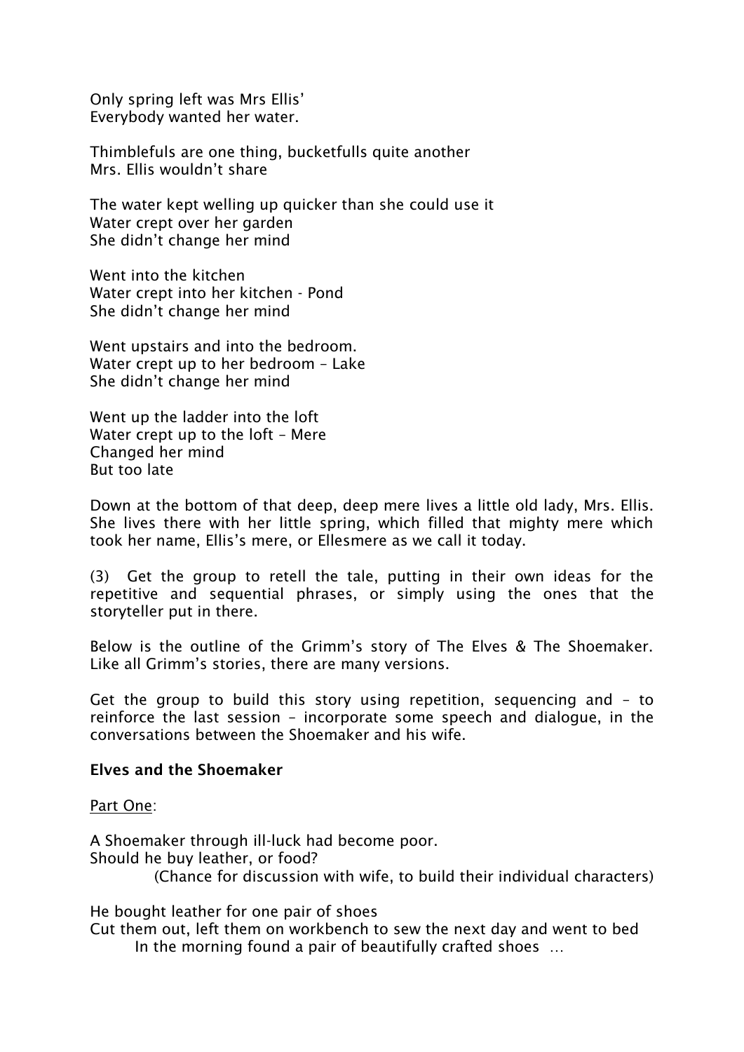Only spring left was Mrs Ellis'
Everybody wanted her water.

Thimblefuls are one thing, bucketfulls quite another
Mrs. Ellis wouldn't share

The water kept welling up quicker than she could use it
Water crept over her garden
She didn't change her mind

Went into the kitchen
Water crept into her kitchen - Pond
She didn't change her mind

Went upstairs and into the bedroom.
Water crept up to her bedroom – Lake
She didn't change her mind

Went up the ladder into the loft
Water crept up to the loft – Mere
Changed her mind
But too late

Down at the bottom of that deep, deep mere lives a little old lady, Mrs. Ellis. She lives there with her little spring, which filled that mighty mere which took her name, Ellis's mere, or Ellesmere as we call it today.

(3) Get the group to retell the tale, putting in their own ideas for the repetitive and sequential phrases, or simply using the ones that the storyteller put in there.

Below is the outline of the Grimm's story of The Elves & The Shoemaker. Like all Grimm's stories, there are many versions.

Get the group to build this story using repetition, sequencing and – to reinforce the last session – incorporate some speech and dialogue, in the conversations between the Shoemaker and his wife.

**Elves and the Shoemaker**

<u>Part One</u>:

A Shoemaker through ill-luck had become poor.
Should he buy leather, or food?
(Chance for discussion with wife, to build their individual characters)

He bought leather for one pair of shoes
Cut them out, left them on workbench to sew the next day and went to bed
In the morning found a pair of beautifully crafted shoes …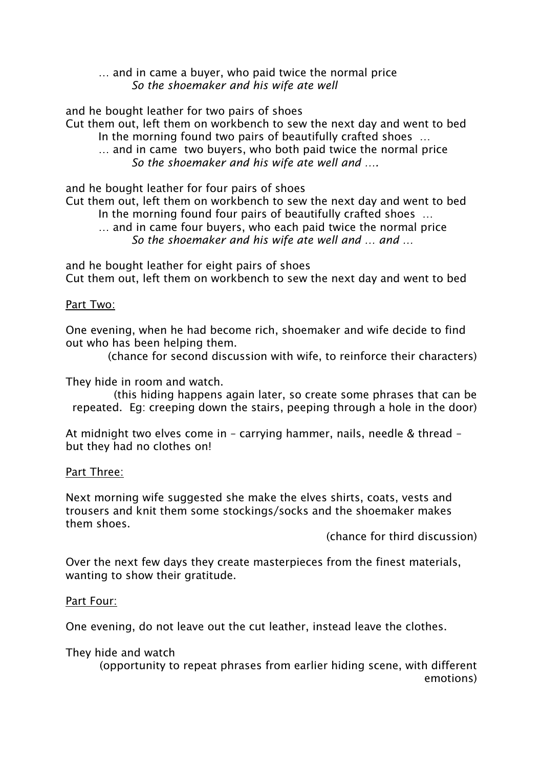… and in came a buyer, who paid twice the normal price
*So the shoemaker and his wife ate well*

and he bought leather for two pairs of shoes
Cut them out, left them on workbench to sew the next day and went to bed
In the morning found two pairs of beautifully crafted shoes …
… and in came two buyers, who both paid twice the normal price
*So the shoemaker and his wife ate well and ….*

and he bought leather for four pairs of shoes
Cut them out, left them on workbench to sew the next day and went to bed
In the morning found four pairs of beautifully crafted shoes …
… and in came four buyers, who each paid twice the normal price
*So the shoemaker and his wife ate well and … and …*

and he bought leather for eight pairs of shoes
Cut them out, left them on workbench to sew the next day and went to bed

Part Two:

One evening, when he had become rich, shoemaker and wife decide to find out who has been helping them.
(chance for second discussion with wife, to reinforce their characters)

They hide in room and watch.
(this hiding happens again later, so create some phrases that can be repeated. Eg: creeping down the stairs, peeping through a hole in the door)

At midnight two elves come in – carrying hammer, nails, needle & thread – but they had no clothes on!

Part Three:

Next morning wife suggested she make the elves shirts, coats, vests and trousers and knit them some stockings/socks and the shoemaker makes them shoes.
(chance for third discussion)

Over the next few days they create masterpieces from the finest materials, wanting to show their gratitude.

Part Four:

One evening, do not leave out the cut leather, instead leave the clothes.

They hide and watch
(opportunity to repeat phrases from earlier hiding scene, with different emotions)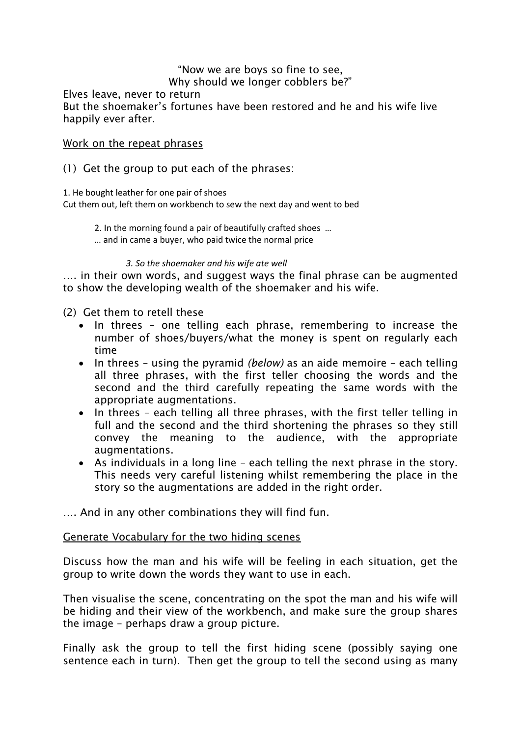"Now we are boys so fine to see,
Why should we longer cobblers be?"

Elves leave, never to return
But the shoemaker's fortunes have been restored and he and his wife live happily ever after.

Work on the repeat phrases

(1) Get the group to put each of the phrases:

1. He bought leather for one pair of shoes
Cut them out, left them on workbench to sew the next day and went to bed

2. In the morning found a pair of beautifully crafted shoes …
… and in came a buyer, who paid twice the normal price

*3. So the shoemaker and his wife ate well*

…. in their own words, and suggest ways the final phrase can be augmented to show the developing wealth of the shoemaker and his wife.

(2) Get them to retell these

- In threes – one telling each phrase, remembering to increase the number of shoes/buyers/what the money is spent on regularly each time
- In threes – using the pyramid *(below)* as an aide memoire – each telling all three phrases, with the first teller choosing the words and the second and the third carefully repeating the same words with the appropriate augmentations.
- In threes – each telling all three phrases, with the first teller telling in full and the second and the third shortening the phrases so they still convey the meaning to the audience, with the appropriate augmentations.
- As individuals in a long line – each telling the next phrase in the story. This needs very careful listening whilst remembering the place in the story so the augmentations are added in the right order.

…. And in any other combinations they will find fun.

Generate Vocabulary for the two hiding scenes

Discuss how the man and his wife will be feeling in each situation, get the group to write down the words they want to use in each.

Then visualise the scene, concentrating on the spot the man and his wife will be hiding and their view of the workbench, and make sure the group shares the image – perhaps draw a group picture.

Finally ask the group to tell the first hiding scene (possibly saying one sentence each in turn). Then get the group to tell the second using as many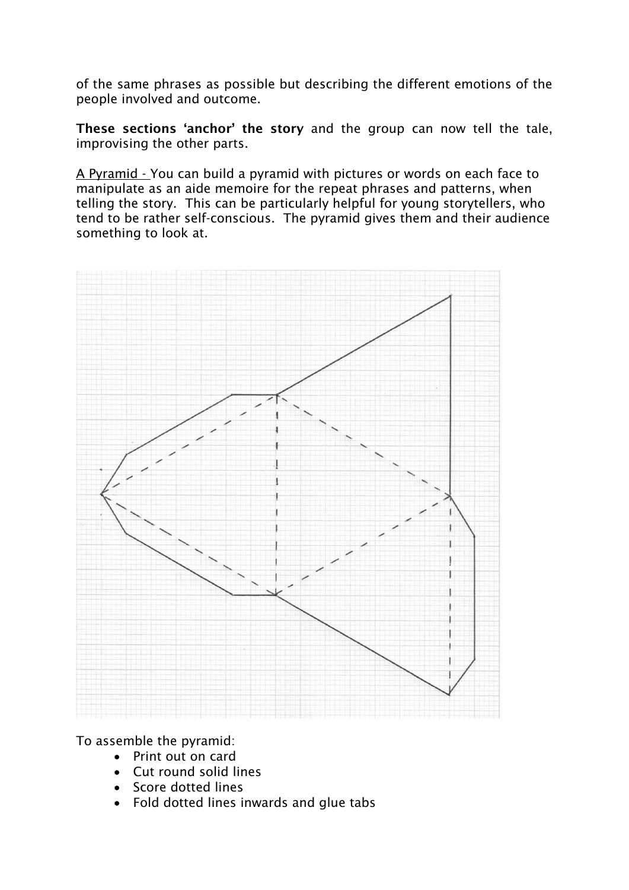of the same phrases as possible but describing the different emotions of the people involved and outcome.

**These sections 'anchor' the story** and the group can now tell the tale, improvising the other parts.

A Pyramid - You can build a pyramid with pictures or words on each face to manipulate as an aide memoire for the repeat phrases and patterns, when telling the story. This can be particularly helpful for young storytellers, who tend to be rather self-conscious. The pyramid gives them and their audience something to look at.

To assemble the pyramid:

- Print out on card
- Cut round solid lines
- Score dotted lines
- Fold dotted lines inwards and glue tabs